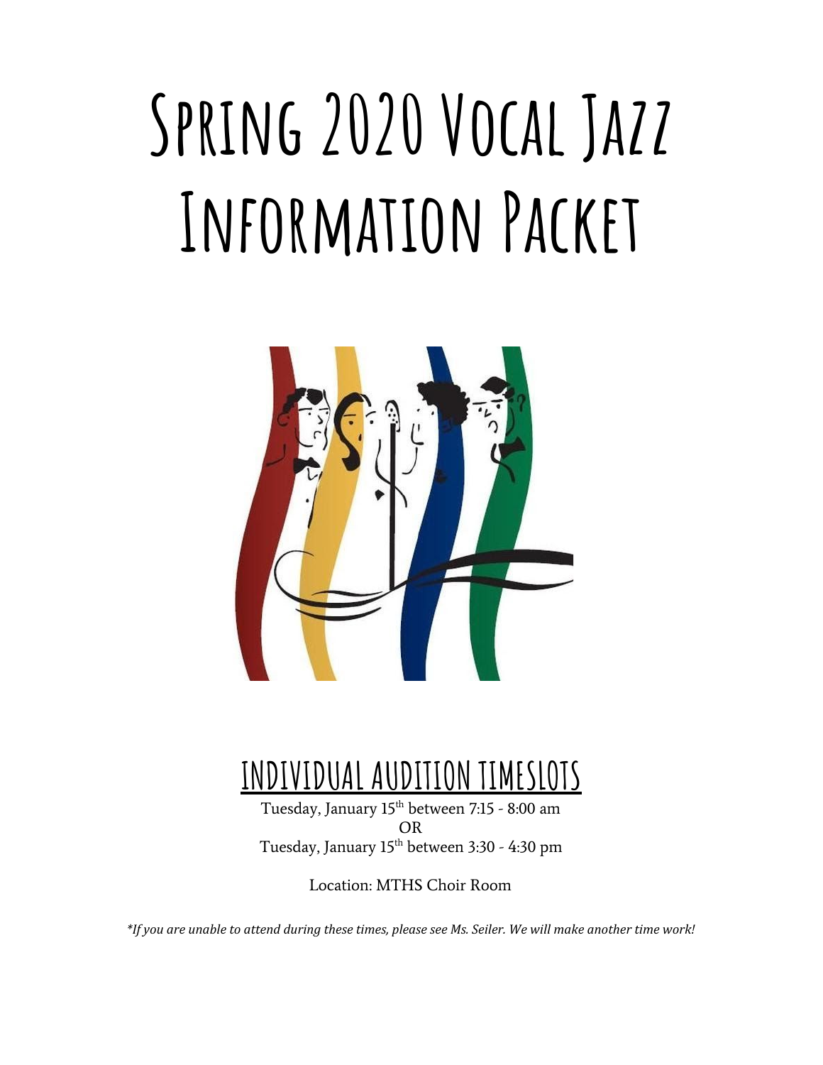# Spring 2020 Vocal Jazz Information Packet

## INDIVIDUAL AUDITION TIMESLOTS

Tuesday, January 15th between 7:15 - 8:00 am
OR
Tuesday, January 15th between 3:30 - 4:30 pm

Location: MTHS Choir Room

**_*If you are unable to attend during these times, please see Ms. Seiler. We will make another time work!_**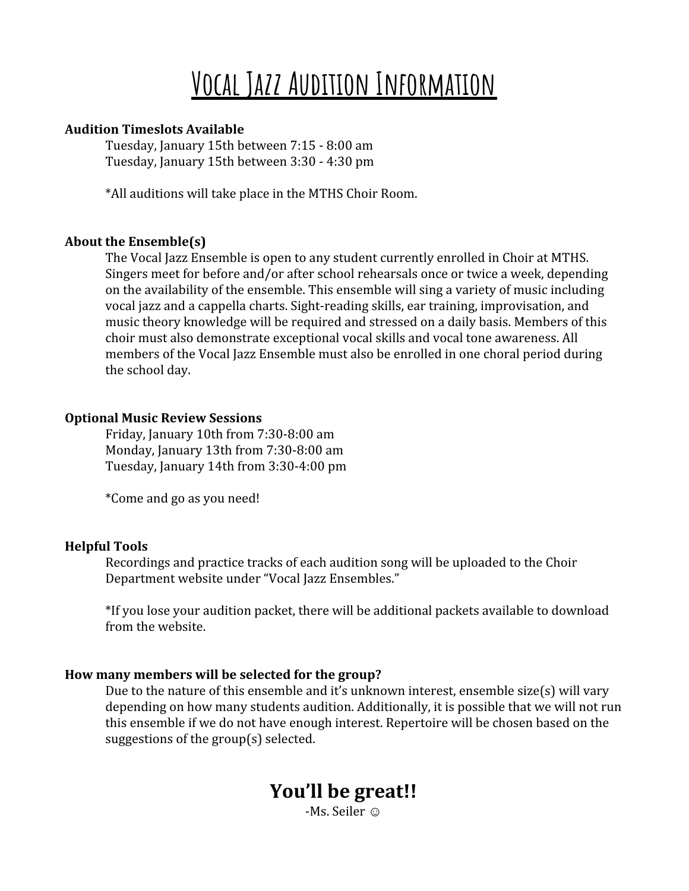# Vocal Jazz Audition Information

**Audition Timeslots Available**

Tuesday, January 15th between 7:15 - 8:00 am
Tuesday, January 15th between 3:30 - 4:30 pm

*All auditions will take place in the MTHS Choir Room.

**About the Ensemble(s)**

The Vocal Jazz Ensemble is open to any student currently enrolled in Choir at MTHS. Singers meet for before and/or after school rehearsals once or twice a week, depending on the availability of the ensemble. This ensemble will sing a variety of music including vocal jazz and a cappella charts. Sight-reading skills, ear training, improvisation, and music theory knowledge will be required and stressed on a daily basis. Members of this choir must also demonstrate exceptional vocal skills and vocal tone awareness. All members of the Vocal Jazz Ensemble must also be enrolled in one choral period during the school day.

**Optional Music Review Sessions**

Friday, January 10th from 7:30-8:00 am
Monday, January 13th from 7:30-8:00 am
Tuesday, January 14th from 3:30-4:00 pm

*Come and go as you need!

**Helpful Tools**

Recordings and practice tracks of each audition song will be uploaded to the Choir Department website under "Vocal Jazz Ensembles."

*If you lose your audition packet, there will be additional packets available to download from the website.

**How many members will be selected for the group?**

Due to the nature of this ensemble and it's unknown interest, ensemble size(s) will vary depending on how many students audition. Additionally, it is possible that we will not run this ensemble if we do not have enough interest. Repertoire will be chosen based on the suggestions of the group(s) selected.

## You'll be great!!

-Ms. Seiler ☺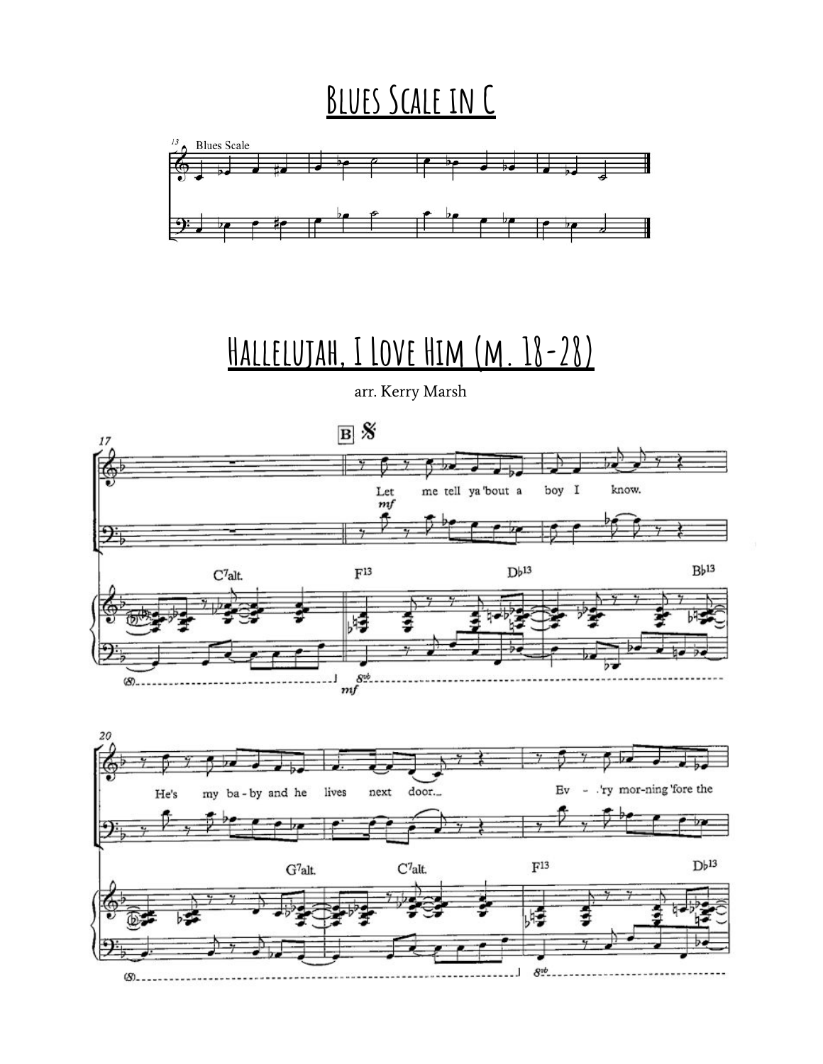# Blues Scale in C

# Hallelujah, I Love Him (m. 18-28)

arr. Kerry Marsh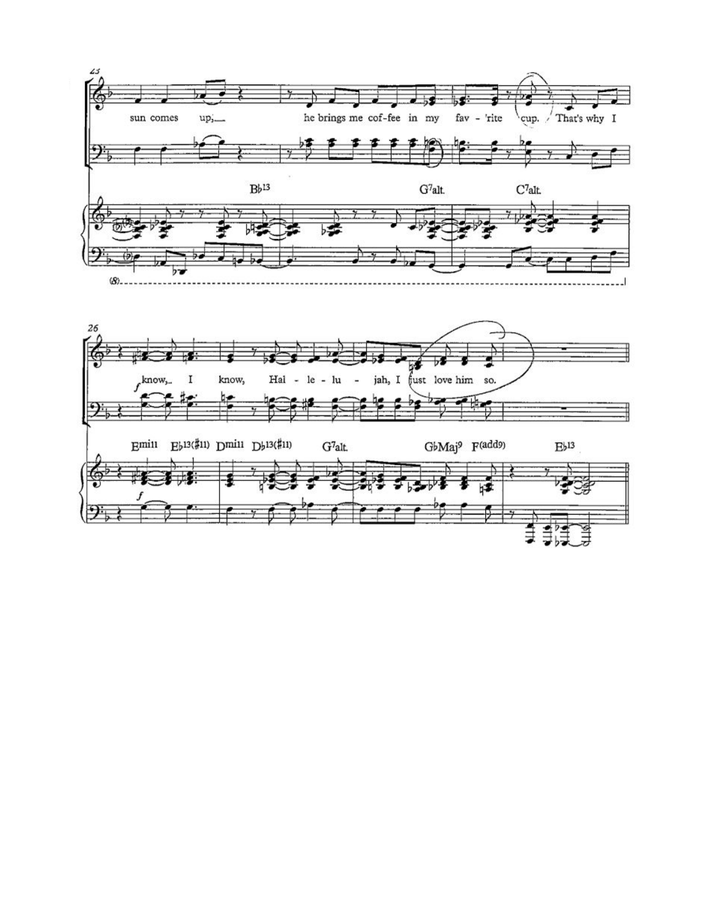23

sun comes up; he brings me cof-fee in my fav - 'rite cup. That's why I

B♭13 G7alt. C7alt.

(8)

26

know, I know, Hal - le - lu - jah, I just love him so.

*f*

Emi11 E♭13(♯11) Dmi11 D♭13(♯11) G7alt. G♭Maj9 F(add9) E♭13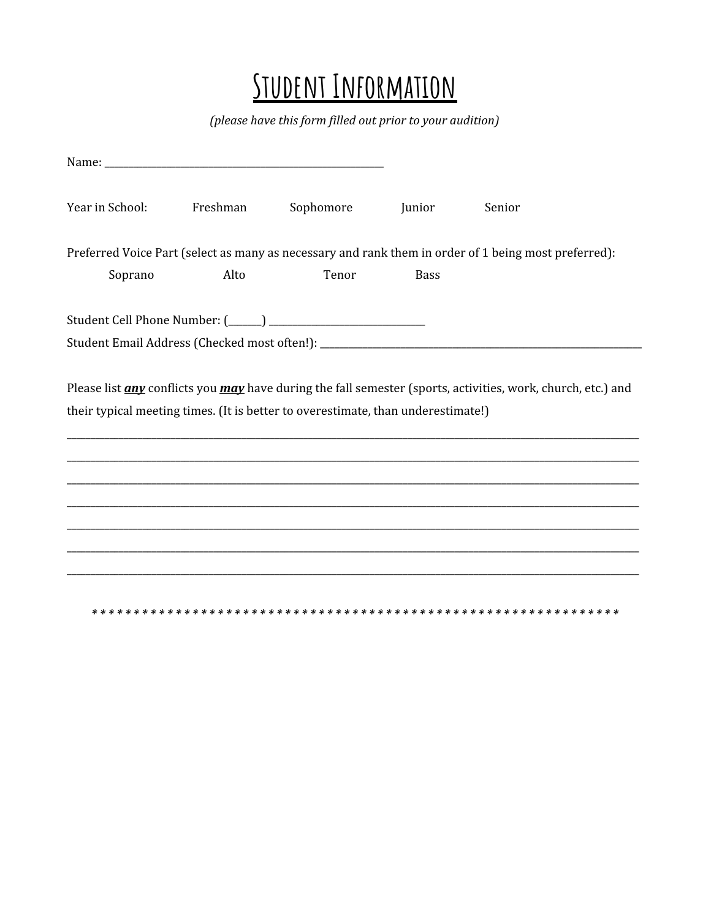# Student Information

*(please have this form filled out prior to your audition)*

Name: ___________________________________________________________

Year in School: Freshman Sophomore Junior Senior

Preferred Voice Part (select as many as necessary and rank them in order of 1 being most preferred):

Soprano Alto Tenor Bass

Student Cell Phone Number: (_______) _________________________________

Student Email Address (Checked most often!): _________________________________________________________________

Please list ***any*** conflicts you ***may*** have during the fall semester (sports, activities, work, church, etc.) and their typical meeting times. (It is better to overestimate, than underestimate!)

_______________________________________________________________________________________________________

_______________________________________________________________________________________________________

_______________________________________________________________________________________________________

_______________________________________________________________________________________________________

_______________________________________________________________________________________________________

_______________________________________________________________________________________________________

_______________________________________________________________________________________________________

* * * * * * * * * * * * * * * * * * * * * * * * * * * * * * * * * * * * * * * * * * * * * * * * * * * * * * * * * * * * * * * * * * * *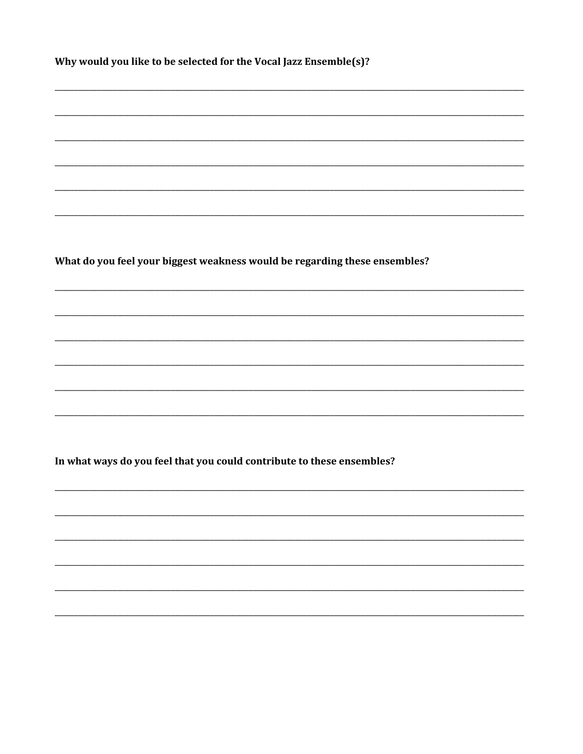**Why would you like to be selected for the Vocal Jazz Ensemble(s)?**

______________________________________________________________________________

______________________________________________________________________________

______________________________________________________________________________

______________________________________________________________________________

______________________________________________________________________________

______________________________________________________________________________

**What do you feel your biggest weakness would be regarding these ensembles?**

______________________________________________________________________________

______________________________________________________________________________

______________________________________________________________________________

______________________________________________________________________________

______________________________________________________________________________

______________________________________________________________________________

**In what ways do you feel that you could contribute to these ensembles?**

______________________________________________________________________________

______________________________________________________________________________

______________________________________________________________________________

______________________________________________________________________________

______________________________________________________________________________

______________________________________________________________________________